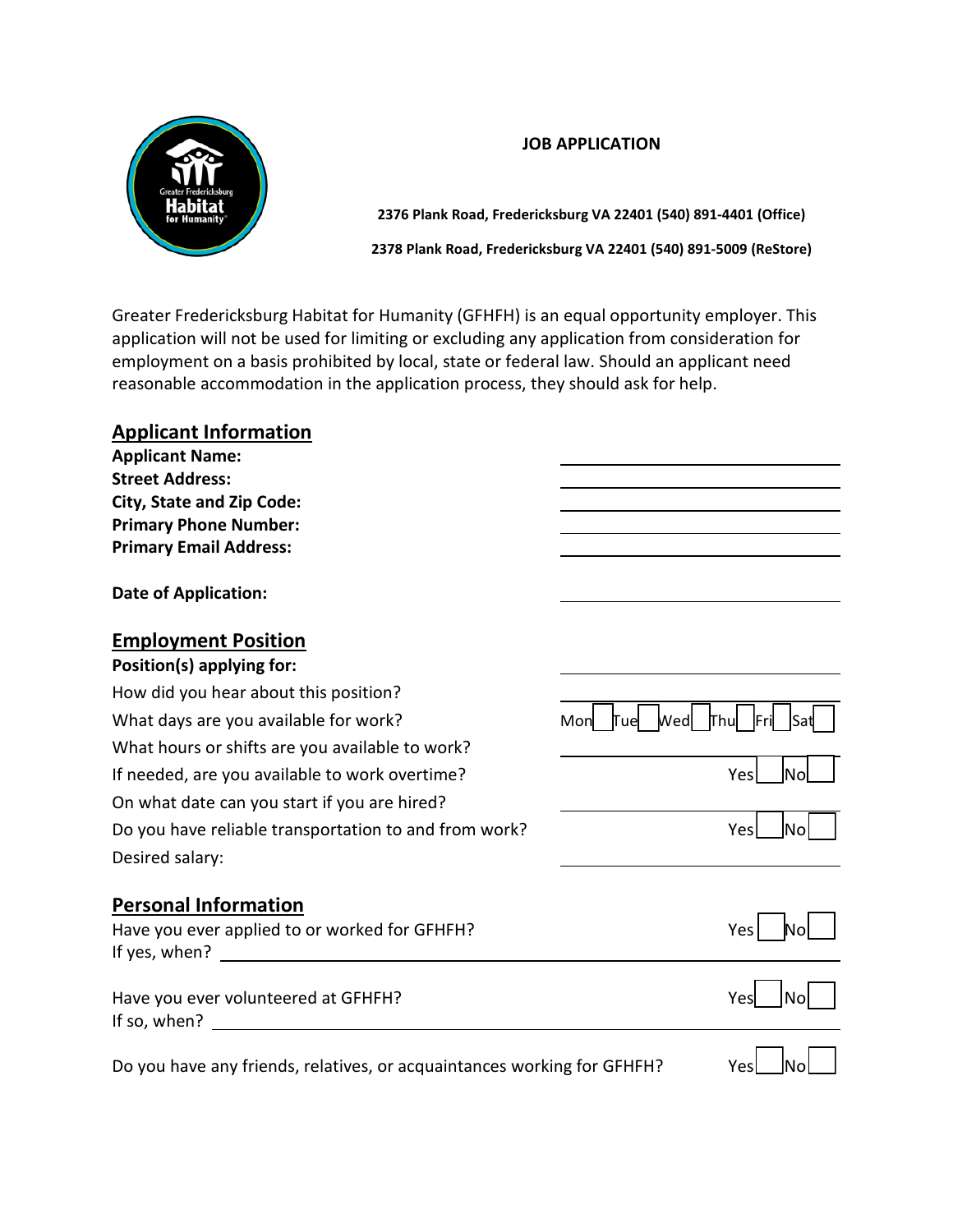# JOB APPLICATION

**2376 Plank Road, Fredericksburg VA 22401 (540) 891-4401 (Office)**

**2378 Plank Road, Fredericksburg VA 22401 (540) 891-5009 (ReStore)**

Greater Fredericksburg Habitat for Humanity (GFHFH) is an equal opportunity employer. This application will not be used for limiting or excluding any application from consideration for employment on a basis prohibited by local, state or federal law. Should an applicant need reasonable accommodation in the application process, they should ask for help.

## Applicant Information

**Applicant Name:** ______________________

**Street Address:** ______________________

**City, State and Zip Code:** ______________________

**Primary Phone Number:** ______________________

**Primary Email Address:** ______________________

**Date of Application:** ______________________

## Employment Position

**Position(s) applying for:** ______________________

How did you hear about this position? ______________________

What days are you available for work? Mon [ ] Tue [ ] Wed [ ] Thu [ ] Fri [ ] Sat [ ]

What hours or shifts are you available to work? ______________________

If needed, are you available to work overtime? Yes [ ] No [ ]

On what date can you start if you are hired? ______________________

Do you have reliable transportation to and from work? Yes [ ] No [ ]

Desired salary: ______________________

## Personal Information

Have you ever applied to or worked for GFHFH? Yes [ ] No [ ]

If yes, when? ______________________

Have you ever volunteered at GFHFH? Yes [ ] No [ ]

If so, when? ______________________

Do you have any friends, relatives, or acquaintances working for GFHFH? Yes [ ] No [ ]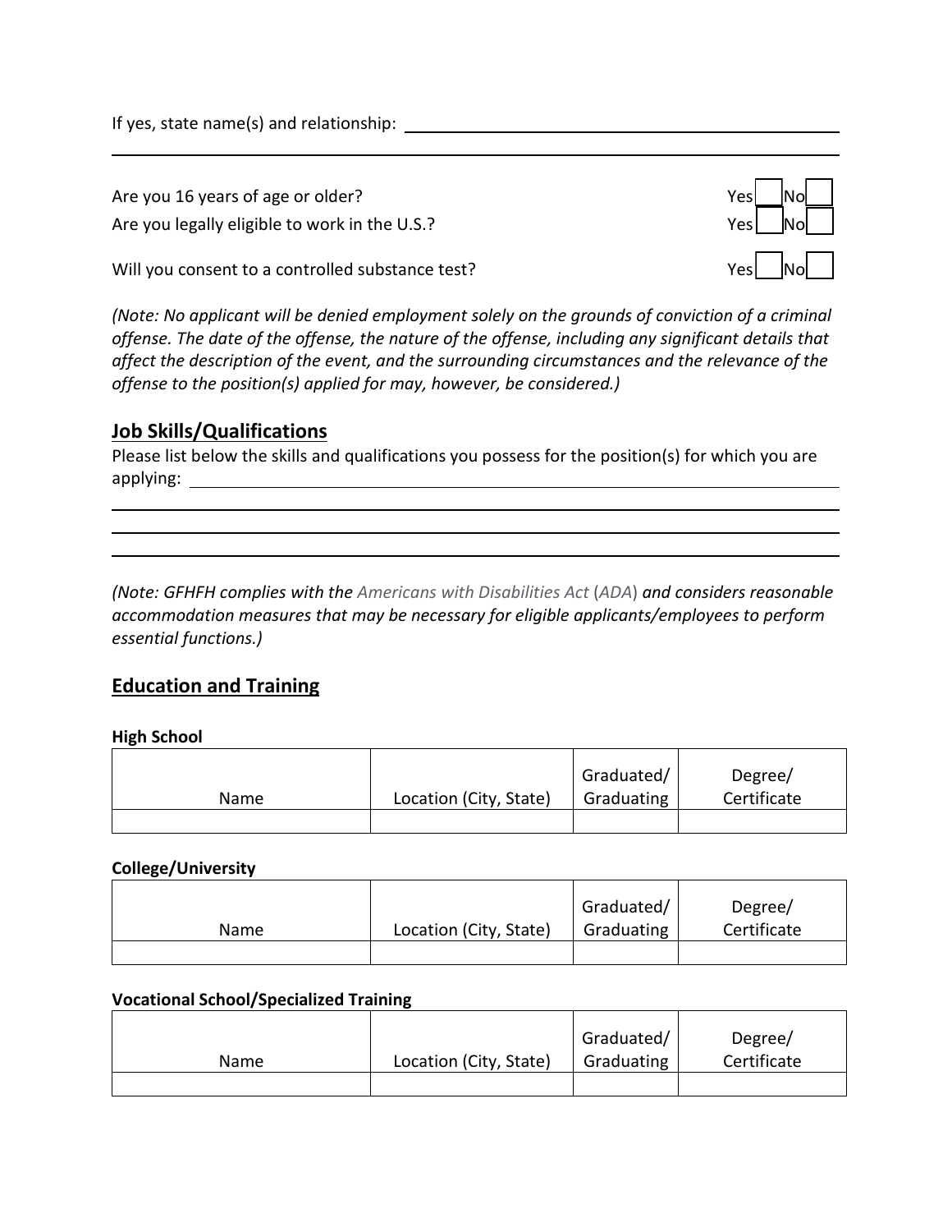If yes, state name(s) and relationship: ______________________________________________

______________________________________________________________________________

Are you 16 years of age or older? Yes ☐ No ☐

Are you legally eligible to work in the U.S.? Yes ☐ No ☐

Will you consent to a controlled substance test? Yes ☐ No ☐

*(Note: No applicant will be denied employment solely on the grounds of conviction of a criminal offense. The date of the offense, the nature of the offense, including any significant details that affect the description of the event, and the surrounding circumstances and the relevance of the offense to the position(s) applied for may, however, be considered.)*

## Job Skills/Qualifications

Please list below the skills and qualifications you possess for the position(s) for which you are applying: ______________________________________________________________

______________________________________________________________________________

______________________________________________________________________________

______________________________________________________________________________

*(Note: GFHFH complies with the Americans with Disabilities Act (ADA) and considers reasonable accommodation measures that may be necessary for eligible applicants/employees to perform essential functions.)*

## Education and Training

**High School**

| Name | Location (City, State) | Graduated/ Graduating | Degree/ Certificate |
|---|---|---|---|
| | | | |

**College/University**

| Name | Location (City, State) | Graduated/ Graduating | Degree/ Certificate |
|---|---|---|---|
| | | | |

**Vocational School/Specialized Training**

| Name | Location (City, State) | Graduated/ Graduating | Degree/ Certificate |
|---|---|---|---|
| | | | |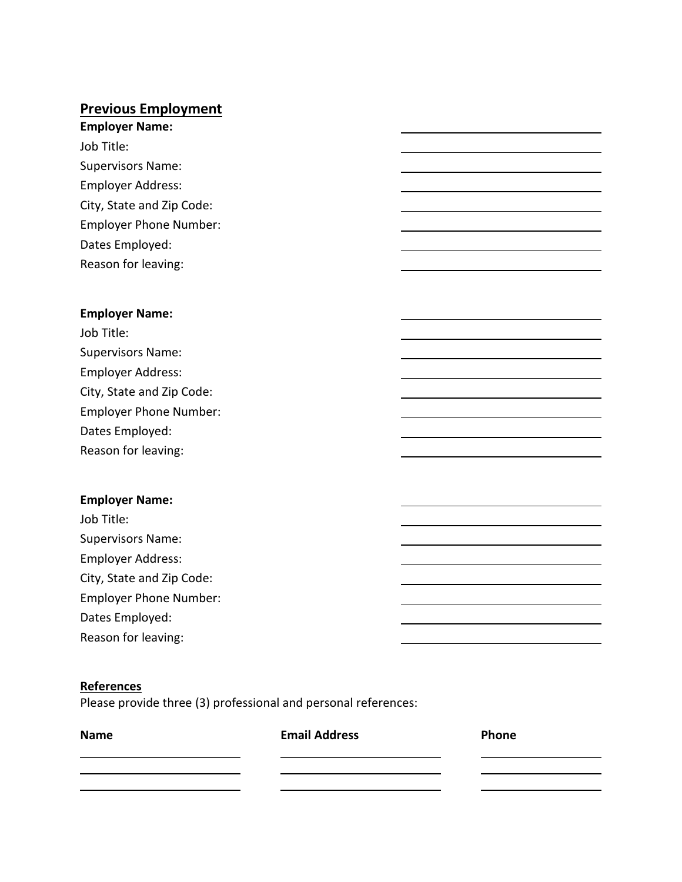## Previous Employment

**Employer Name:** ______________________
Job Title: ______________________
Supervisors Name: ______________________
Employer Address: ______________________
City, State and Zip Code: ______________________
Employer Phone Number: ______________________
Dates Employed: ______________________
Reason for leaving: ______________________

**Employer Name:** ______________________
Job Title: ______________________
Supervisors Name: ______________________
Employer Address: ______________________
City, State and Zip Code: ______________________
Employer Phone Number: ______________________
Dates Employed: ______________________
Reason for leaving: ______________________

**Employer Name:** ______________________
Job Title: ______________________
Supervisors Name: ______________________
Employer Address: ______________________
City, State and Zip Code: ______________________
Employer Phone Number: ______________________
Dates Employed: ______________________
Reason for leaving: ______________________

## References

Please provide three (3) professional and personal references:

| Name | Email Address | Phone |
| --- | --- | --- |
| | | |
| | | |
| | | |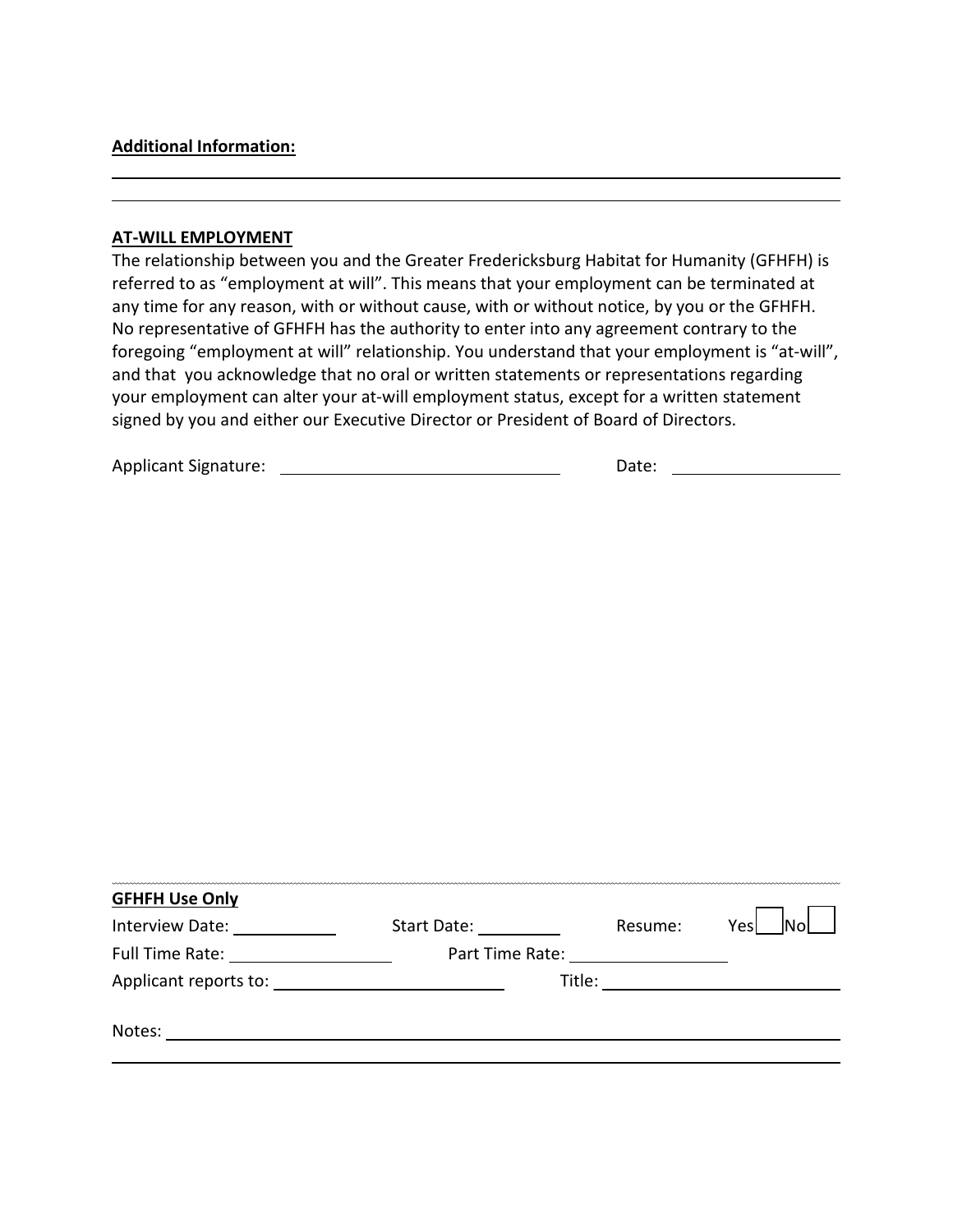**Additional Information:**

______________________________________________________________________

______________________________________________________________________

**AT-WILL EMPLOYMENT**

The relationship between you and the Greater Fredericksburg Habitat for Humanity (GFHFH) is referred to as "employment at will". This means that your employment can be terminated at any time for any reason, with or without cause, with or without notice, by you or the GFHFH. No representative of GFHFH has the authority to enter into any agreement contrary to the foregoing "employment at will" relationship. You understand that your employment is "at-will", and that you acknowledge that no oral or written statements or representations regarding your employment can alter your at-will employment status, except for a written statement signed by you and either our Executive Director or President of Board of Directors.

Applicant Signature: ______________________________ Date: __________________

---

**GFHFH Use Only**

Interview Date: ___________ Start Date: _________ Resume: Yes ☐ No ☐

Full Time Rate: ________________ Part Time Rate: ________________

Applicant reports to: ______________________ Title: ______________________

Notes: ______________________________________________________________

______________________________________________________________________